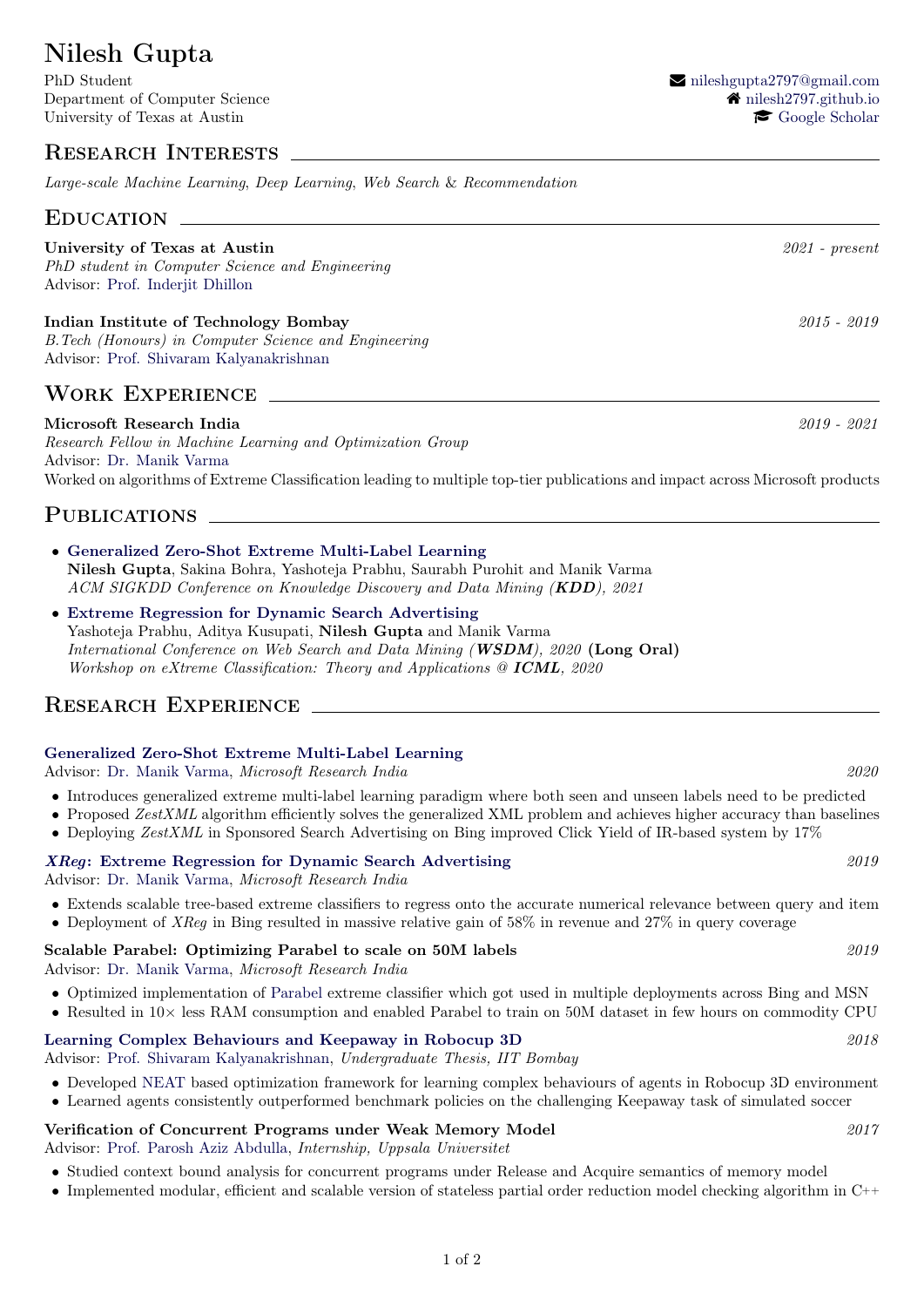# Nilesh Gupta

PhD Student
Department of Computer Science
University of Texas at Austin

nileshgupta2797@gmail.com
nilesh2797.github.io
Google Scholar

## Research Interests

*Large-scale Machine Learning, Deep Learning, Web Search & Recommendation*

## Education

**University of Texas at Austin** — *2021 - present*
*PhD student in Computer Science and Engineering*
Advisor: Prof. Inderjit Dhillon

**Indian Institute of Technology Bombay** — *2015 - 2019*
*B.Tech (Honours) in Computer Science and Engineering*
Advisor: Prof. Shivaram Kalyanakrishnan

## Work Experience

**Microsoft Research India** — *2019 - 2021*
*Research Fellow in Machine Learning and Optimization Group*
Advisor: Dr. Manik Varma
Worked on algorithms of Extreme Classification leading to multiple top-tier publications and impact across Microsoft products

## Publications

- **Generalized Zero-Shot Extreme Multi-Label Learning**
  **Nilesh Gupta**, Sakina Bohra, Yashoteja Prabhu, Saurabh Purohit and Manik Varma
  *ACM SIGKDD Conference on Knowledge Discovery and Data Mining (**KDD**), 2021*
- **Extreme Regression for Dynamic Search Advertising**
  Yashoteja Prabhu, Aditya Kusupati, **Nilesh Gupta** and Manik Varma
  *International Conference on Web Search and Data Mining (**WSDM**), 2020* **(Long Oral)**
  *Workshop on eXtreme Classification: Theory and Applications @ **ICML**, 2020*

## Research Experience

**Generalized Zero-Shot Extreme Multi-Label Learning**
Advisor: Dr. Manik Varma, *Microsoft Research India* — *2020*

- Introduces generalized extreme multi-label learning paradigm where both seen and unseen labels need to be predicted
- Proposed *ZestXML* algorithm efficiently solves the generalized XML problem and achieves higher accuracy than baselines
- Deploying *ZestXML* in Sponsored Search Advertising on Bing improved Click Yield of IR-based system by 17%

***XReg*: Extreme Regression for Dynamic Search Advertising** — *2019*
Advisor: Dr. Manik Varma, *Microsoft Research India*

- Extends scalable tree-based extreme classifiers to regress onto the accurate numerical relevance between query and item
- Deployment of *XReg* in Bing resulted in massive relative gain of 58% in revenue and 27% in query coverage

**Scalable Parabel: Optimizing Parabel to scale on 50M labels** — *2019*
Advisor: Dr. Manik Varma, *Microsoft Research India*

- Optimized implementation of Parabel extreme classifier which got used in multiple deployments across Bing and MSN
- Resulted in 10× less RAM consumption and enabled Parabel to train on 50M dataset in few hours on commodity CPU

**Learning Complex Behaviours and Keepaway in Robocup 3D** — *2018*
Advisor: Prof. Shivaram Kalyanakrishnan, *Undergraduate Thesis, IIT Bombay*

- Developed NEAT based optimization framework for learning complex behaviours of agents in Robocup 3D environment
- Learned agents consistently outperformed benchmark policies on the challenging Keepaway task of simulated soccer

**Verification of Concurrent Programs under Weak Memory Model** — *2017*
Advisor: Prof. Parosh Aziz Abdulla, *Internship, Uppsala Universitet*

- Studied context bound analysis for concurrent programs under Release and Acquire semantics of memory model
- Implemented modular, efficient and scalable version of stateless partial order reduction model checking algorithm in C++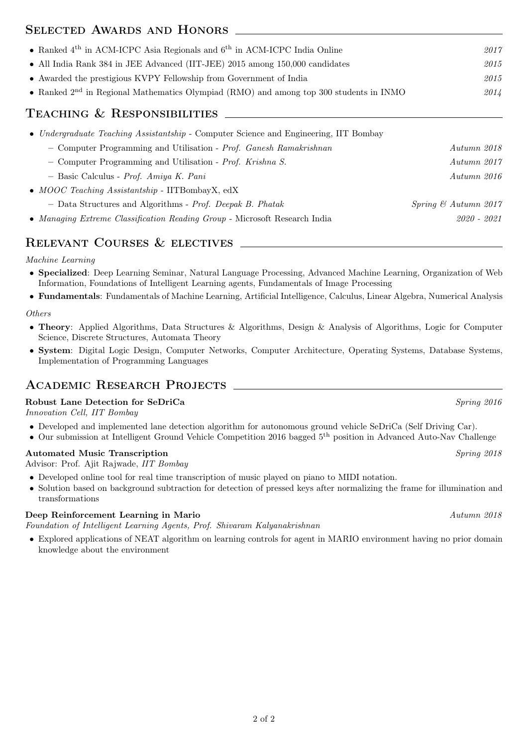## Selected Awards and Honors

- Ranked 4th in ACM-ICPC Asia Regionals and 6th in ACM-ICPC India Online — *2017*
- All India Rank 384 in JEE Advanced (IIT-JEE) 2015 among 150,000 candidates — *2015*
- Awarded the prestigious KVPY Fellowship from Government of India — *2015*
- Ranked 2nd in Regional Mathematics Olympiad (RMO) and among top 300 students in INMO — *2014*

## Teaching & Responsibilities

- *Undergraduate Teaching Assistantship* - Computer Science and Engineering, IIT Bombay
  - Computer Programming and Utilisation - *Prof. Ganesh Ramakrishnan* — *Autumn 2018*
  - Computer Programming and Utilisation - *Prof. Krishna S.* — *Autumn 2017*
  - Basic Calculus - *Prof. Amiya K. Pani* — *Autumn 2016*
- *MOOC Teaching Assistantship* - IITBombayX, edX
  - Data Structures and Algorithms - *Prof. Deepak B. Phatak* — *Spring & Autumn 2017*
- *Managing Extreme Classification Reading Group* - Microsoft Research India — *2020 - 2021*

## Relevant Courses & electives

*Machine Learning*

- **Specialized**: Deep Learning Seminar, Natural Language Processing, Advanced Machine Learning, Organization of Web Information, Foundations of Intelligent Learning agents, Fundamentals of Image Processing
- **Fundamentals**: Fundamentals of Machine Learning, Artificial Intelligence, Calculus, Linear Algebra, Numerical Analysis

*Others*

- **Theory**: Applied Algorithms, Data Structures & Algorithms, Design & Analysis of Algorithms, Logic for Computer Science, Discrete Structures, Automata Theory
- **System**: Digital Logic Design, Computer Networks, Computer Architecture, Operating Systems, Database Systems, Implementation of Programming Languages

## Academic Research Projects

**Robust Lane Detection for SeDriCa** — *Spring 2016*
*Innovation Cell, IIT Bombay*

- Developed and implemented lane detection algorithm for autonomous ground vehicle SeDriCa (Self Driving Car).
- Our submission at Intelligent Ground Vehicle Competition 2016 bagged 5th position in Advanced Auto-Nav Challenge

**Automated Music Transcription** — *Spring 2018*
Advisor: Prof. Ajit Rajwade, *IIT Bombay*

- Developed online tool for real time transcription of music played on piano to MIDI notation.
- Solution based on background subtraction for detection of pressed keys after normalizing the frame for illumination and transformations

**Deep Reinforcement Learning in Mario** — *Autumn 2018*
*Foundation of Intelligent Learning Agents, Prof. Shivaram Kalyanakrishnan*

- Explored applications of NEAT algorithm on learning controls for agent in MARIO environment having no prior domain knowledge about the environment